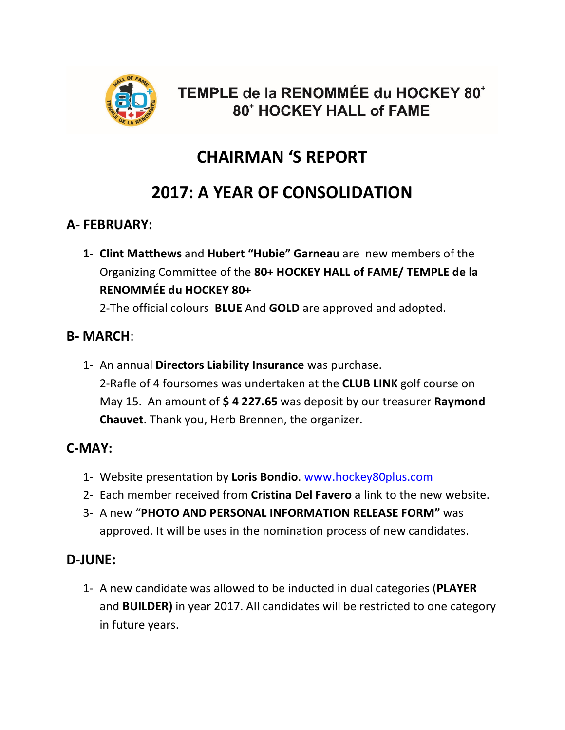TEMPLE de la RENOMMÉE du HOCKEY 80+
80+ HOCKEY HALL of FAME

# CHAIRMAN 'S REPORT

# 2017: A YEAR OF CONSOLIDATION

## A- FEBRUARY:

1- **Clint Matthews** and **Hubert "Hubie" Garneau** are new members of the Organizing Committee of the **80+ HOCKEY HALL of FAME/ TEMPLE de la RENOMMÉE du HOCKEY 80+**

2-The official colours **BLUE** And **GOLD** are approved and adopted.

## B- MARCH:

1- An annual **Directors Liability Insurance** was purchase.

2-Rafle of 4 foursomes was undertaken at the **CLUB LINK** golf course on May 15. An amount of **$ 4 227.65** was deposit by our treasurer **Raymond Chauvet**. Thank you, Herb Brennen, the organizer.

## C-MAY:

1- Website presentation by **Loris Bondio**. www.hockey80plus.com

2- Each member received from **Cristina Del Favero** a link to the new website.

3- A new "**PHOTO AND PERSONAL INFORMATION RELEASE FORM"** was approved. It will be uses in the nomination process of new candidates.

## D-JUNE:

1- A new candidate was allowed to be inducted in dual categories (**PLAYER** and **BUILDER)** in year 2017. All candidates will be restricted to one category in future years.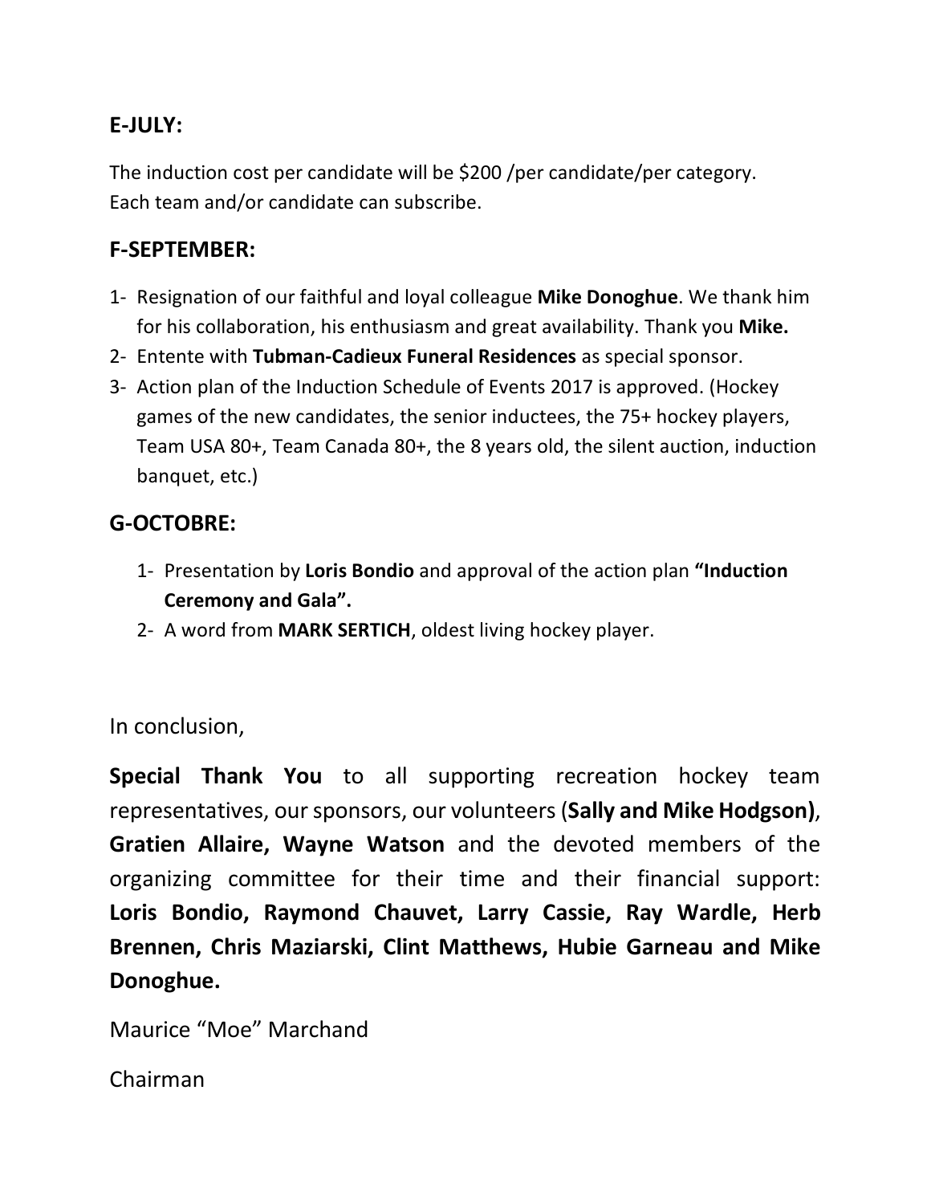## E-JULY:

The induction cost per candidate will be $200 /per candidate/per category.
Each team and/or candidate can subscribe.

## F-SEPTEMBER:

1- Resignation of our faithful and loyal colleague **Mike Donoghue**. We thank him for his collaboration, his enthusiasm and great availability. Thank you **Mike.**
2- Entente with **Tubman-Cadieux Funeral Residences** as special sponsor.
3- Action plan of the Induction Schedule of Events 2017 is approved. (Hockey games of the new candidates, the senior inductees, the 75+ hockey players, Team USA 80+, Team Canada 80+, the 8 years old, the silent auction, induction banquet, etc.)

## G-OCTOBRE:

1- Presentation by **Loris Bondio** and approval of the action plan **"Induction Ceremony and Gala".**
2- A word from **MARK SERTICH**, oldest living hockey player.

In conclusion,

**Special Thank You** to all supporting recreation hockey team representatives, our sponsors, our volunteers (**Sally and Mike Hodgson)**, **Gratien Allaire, Wayne Watson** and the devoted members of the organizing committee for their time and their financial support: **Loris Bondio, Raymond Chauvet, Larry Cassie, Ray Wardle, Herb Brennen, Chris Maziarski, Clint Matthews, Hubie Garneau and Mike Donoghue.**

Maurice "Moe" Marchand

Chairman